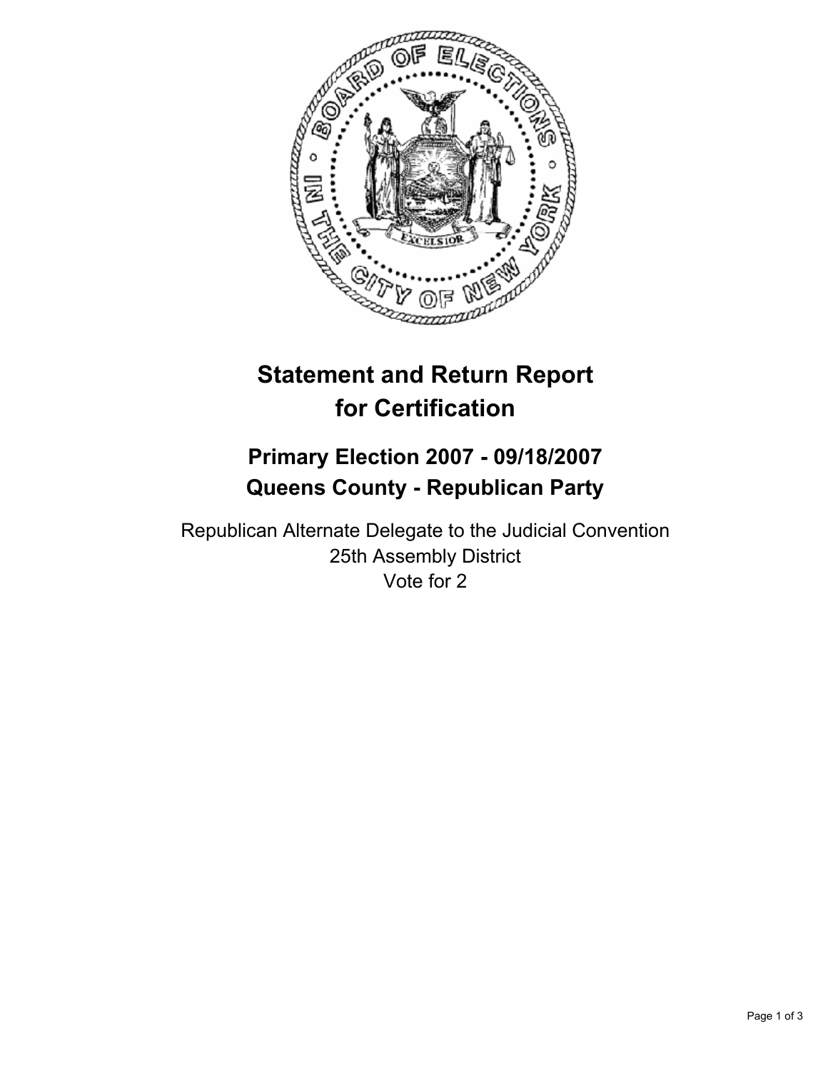# Statement and Return Report for Certification

## Primary Election 2007 - 09/18/2007
## Queens County - Republican Party

Republican Alternate Delegate to the Judicial Convention
25th Assembly District
Vote for 2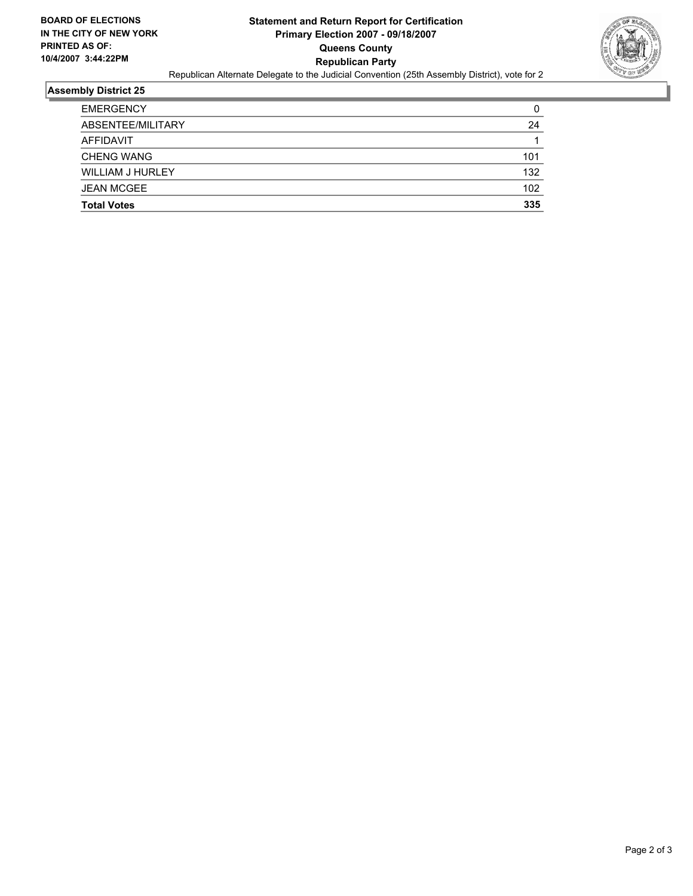**BOARD OF ELECTIONS IN THE CITY OF NEW YORK PRINTED AS OF: 10/4/2007 3:44:22PM**

# Statement and Return Report for Certification
## Primary Election 2007 - 09/18/2007
## Queens County
## Republican Party

Republican Alternate Delegate to the Judicial Convention (25th Assembly District), vote for 2

### Assembly District 25

| | |
|---|---|
| EMERGENCY | 0 |
| ABSENTEE/MILITARY | 24 |
| AFFIDAVIT | 1 |
| CHENG WANG | 101 |
| WILLIAM J HURLEY | 132 |
| JEAN MCGEE | 102 |
| **Total Votes** | **335** |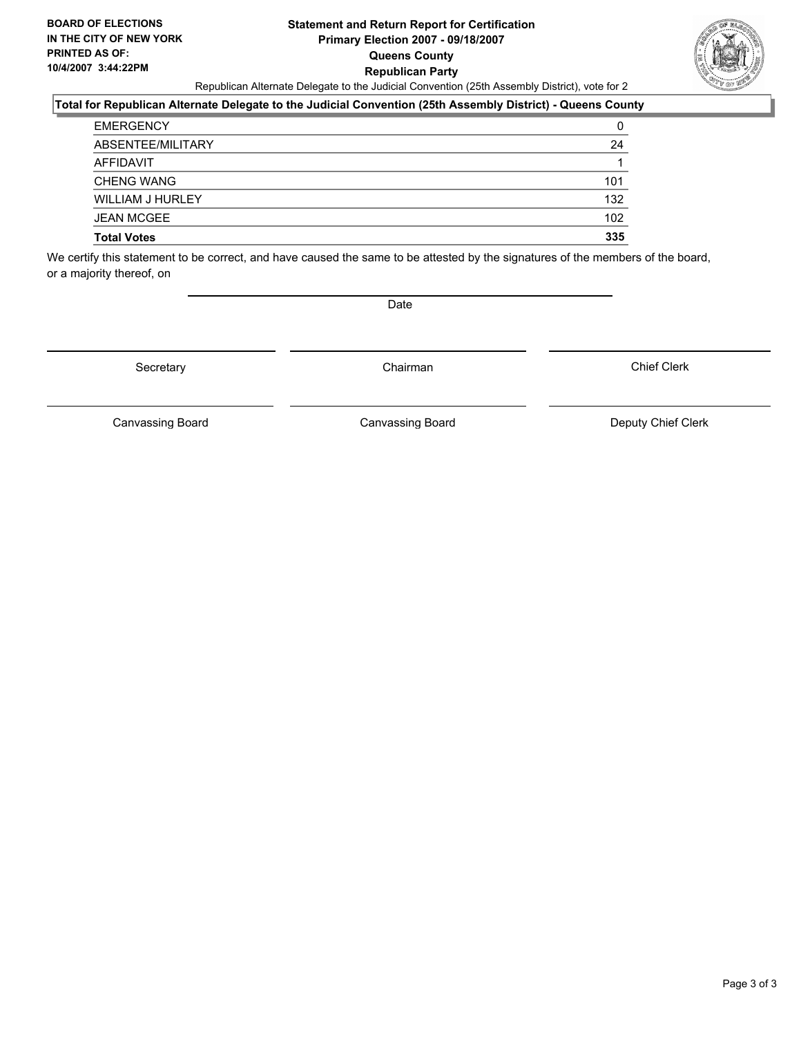**BOARD OF ELECTIONS IN THE CITY OF NEW YORK PRINTED AS OF: 10/4/2007 3:44:22PM**

## Statement and Return Report for Certification
## Primary Election 2007 - 09/18/2007
## Queens County
## Republican Party

Republican Alternate Delegate to the Judicial Convention (25th Assembly District), vote for 2

### Total for Republican Alternate Delegate to the Judicial Convention (25th Assembly District) - Queens County

| | |
|---|---|
| EMERGENCY | 0 |
| ABSENTEE/MILITARY | 24 |
| AFFIDAVIT | 1 |
| CHENG WANG | 101 |
| WILLIAM J HURLEY | 132 |
| JEAN MCGEE | 102 |
| **Total Votes** | **335** |

We certify this statement to be correct, and have caused the same to be attested by the signatures of the members of the board, or a majority thereof, on

Date

Secretary | Chairman | Chief Clerk

Canvassing Board | Canvassing Board | Deputy Chief Clerk